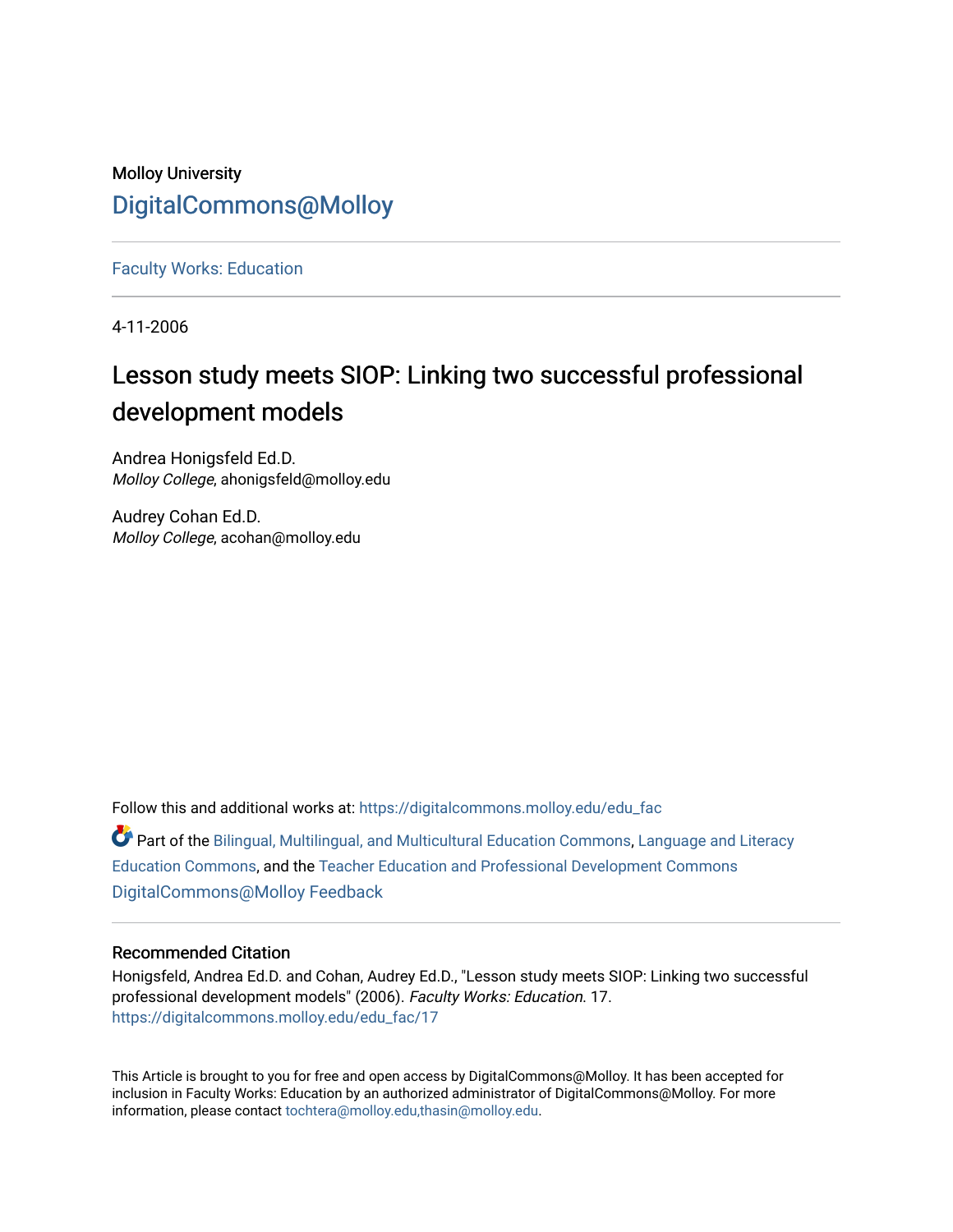Molloy University

DigitalCommons@Molloy

---

Faculty Works: Education

---

4-11-2006

# Lesson study meets SIOP: Linking two successful professional development models

Andrea Honigsfeld Ed.D.
*Molloy College*, ahonigsfeld@molloy.edu

Audrey Cohan Ed.D.
*Molloy College*, acohan@molloy.edu

Follow this and additional works at: https://digitalcommons.molloy.edu/edu_fac

Part of the Bilingual, Multilingual, and Multicultural Education Commons, Language and Literacy Education Commons, and the Teacher Education and Professional Development Commons
DigitalCommons@Molloy Feedback

---

### Recommended Citation

Honigsfeld, Andrea Ed.D. and Cohan, Audrey Ed.D., "Lesson study meets SIOP: Linking two successful professional development models" (2006). *Faculty Works: Education*. 17.
https://digitalcommons.molloy.edu/edu_fac/17

---

This Article is brought to you for free and open access by DigitalCommons@Molloy. It has been accepted for inclusion in Faculty Works: Education by an authorized administrator of DigitalCommons@Molloy. For more information, please contact tochtera@molloy.edu,thasin@molloy.edu.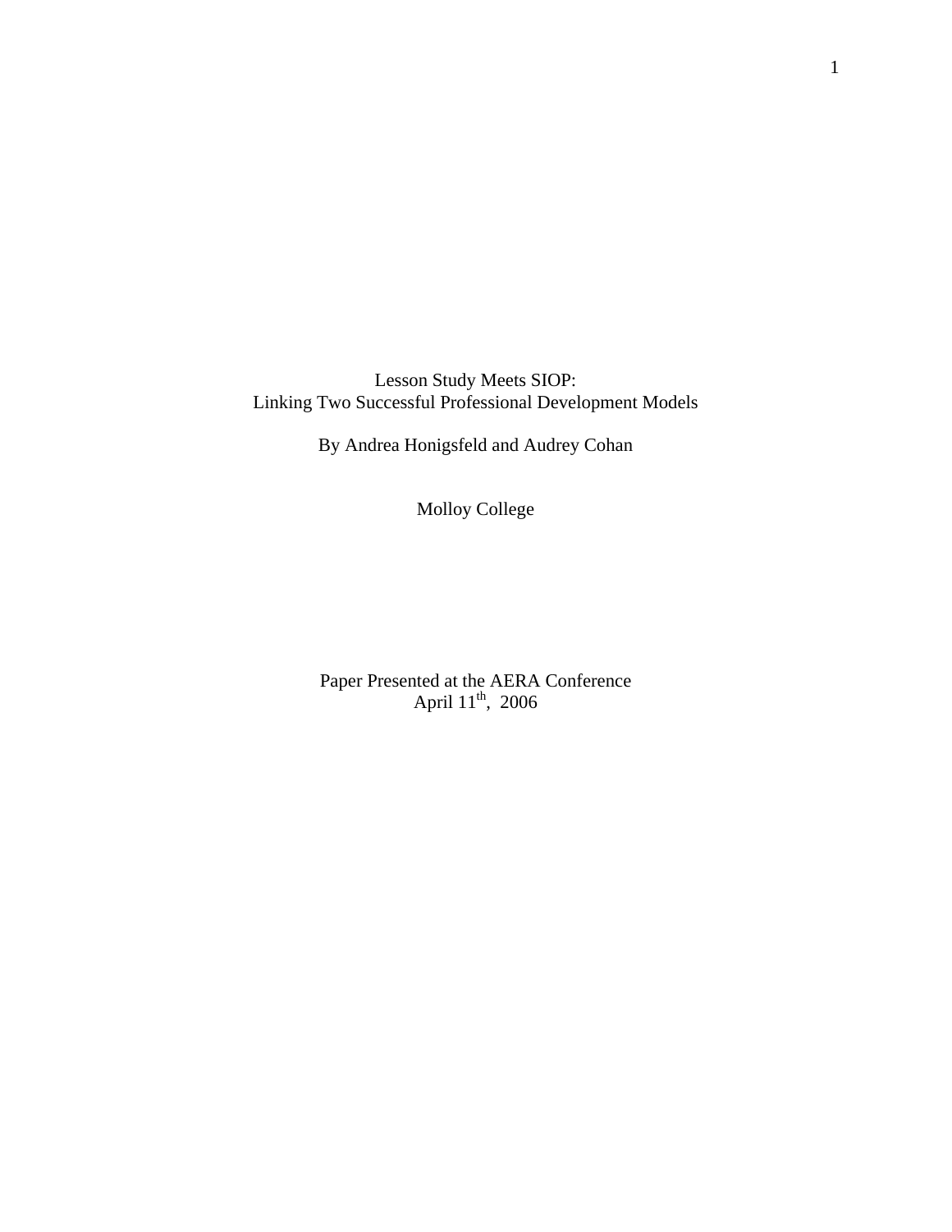# Lesson Study Meets SIOP:
## Linking Two Successful Professional Development Models

By Andrea Honigsfeld and Audrey Cohan

Molloy College

Paper Presented at the AERA Conference
April 11th, 2006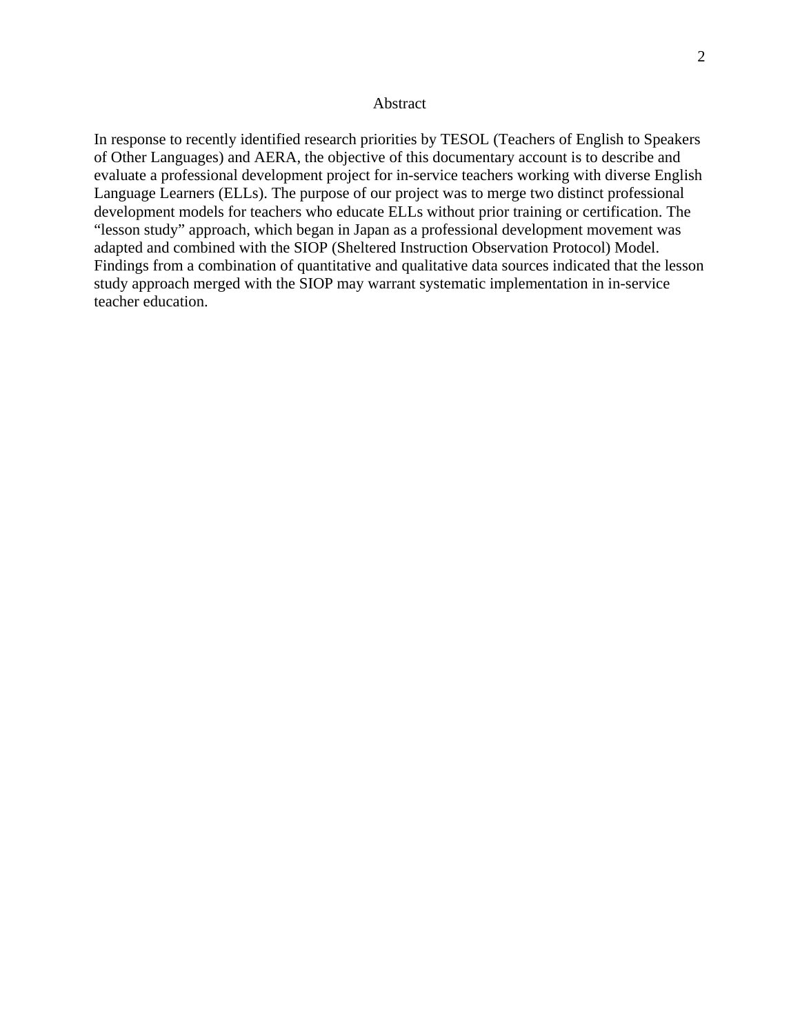# Abstract

In response to recently identified research priorities by TESOL (Teachers of English to Speakers of Other Languages) and AERA, the objective of this documentary account is to describe and evaluate a professional development project for in-service teachers working with diverse English Language Learners (ELLs). The purpose of our project was to merge two distinct professional development models for teachers who educate ELLs without prior training or certification. The "lesson study" approach, which began in Japan as a professional development movement was adapted and combined with the SIOP (Sheltered Instruction Observation Protocol) Model. Findings from a combination of quantitative and qualitative data sources indicated that the lesson study approach merged with the SIOP may warrant systematic implementation in in-service teacher education.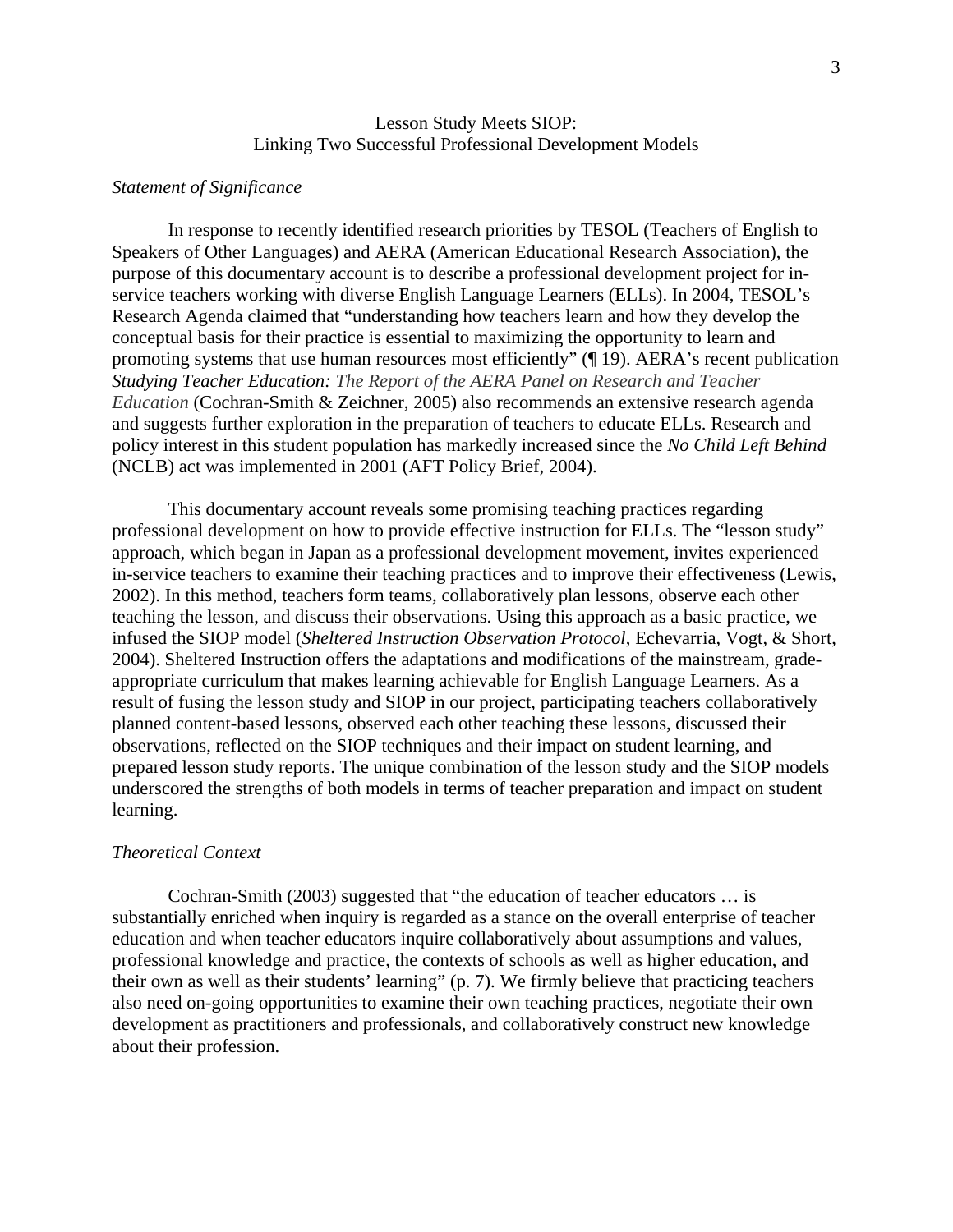# Lesson Study Meets SIOP: Linking Two Successful Professional Development Models

*Statement of Significance*

In response to recently identified research priorities by TESOL (Teachers of English to Speakers of Other Languages) and AERA (American Educational Research Association), the purpose of this documentary account is to describe a professional development project for in-service teachers working with diverse English Language Learners (ELLs). In 2004, TESOL's Research Agenda claimed that "understanding how teachers learn and how they develop the conceptual basis for their practice is essential to maximizing the opportunity to learn and promoting systems that use human resources most efficiently" (¶ 19). AERA's recent publication *Studying Teacher Education: The Report of the AERA Panel on Research and Teacher Education* (Cochran-Smith & Zeichner, 2005) also recommends an extensive research agenda and suggests further exploration in the preparation of teachers to educate ELLs. Research and policy interest in this student population has markedly increased since the *No Child Left Behind* (NCLB) act was implemented in 2001 (AFT Policy Brief, 2004).

This documentary account reveals some promising teaching practices regarding professional development on how to provide effective instruction for ELLs. The "lesson study" approach, which began in Japan as a professional development movement, invites experienced in-service teachers to examine their teaching practices and to improve their effectiveness (Lewis, 2002). In this method, teachers form teams, collaboratively plan lessons, observe each other teaching the lesson, and discuss their observations. Using this approach as a basic practice, we infused the SIOP model (*Sheltered Instruction Observation Protocol*, Echevarria, Vogt, & Short, 2004). Sheltered Instruction offers the adaptations and modifications of the mainstream, grade-appropriate curriculum that makes learning achievable for English Language Learners. As a result of fusing the lesson study and SIOP in our project, participating teachers collaboratively planned content-based lessons, observed each other teaching these lessons, discussed their observations, reflected on the SIOP techniques and their impact on student learning, and prepared lesson study reports. The unique combination of the lesson study and the SIOP models underscored the strengths of both models in terms of teacher preparation and impact on student learning.

*Theoretical Context*

Cochran-Smith (2003) suggested that "the education of teacher educators … is substantially enriched when inquiry is regarded as a stance on the overall enterprise of teacher education and when teacher educators inquire collaboratively about assumptions and values, professional knowledge and practice, the contexts of schools as well as higher education, and their own as well as their students' learning" (p. 7). We firmly believe that practicing teachers also need on-going opportunities to examine their own teaching practices, negotiate their own development as practitioners and professionals, and collaboratively construct new knowledge about their profession.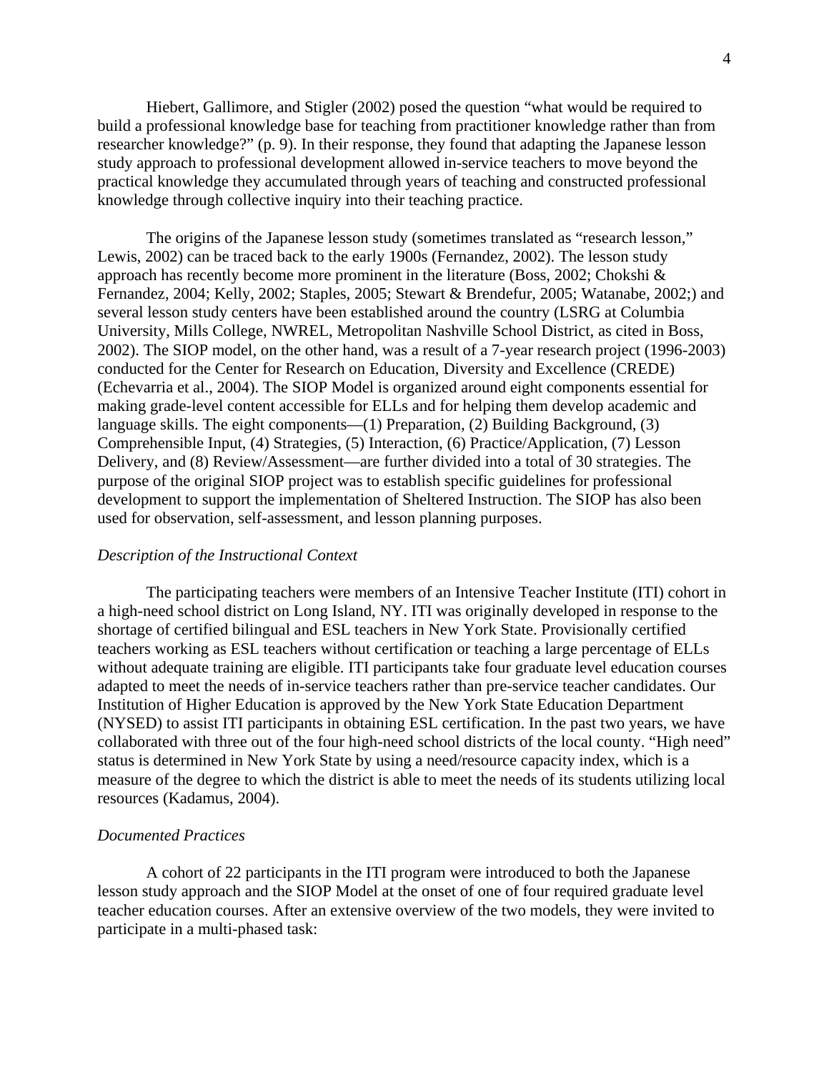Hiebert, Gallimore, and Stigler (2002) posed the question "what would be required to build a professional knowledge base for teaching from practitioner knowledge rather than from researcher knowledge?" (p. 9). In their response, they found that adapting the Japanese lesson study approach to professional development allowed in-service teachers to move beyond the practical knowledge they accumulated through years of teaching and constructed professional knowledge through collective inquiry into their teaching practice.

The origins of the Japanese lesson study (sometimes translated as "research lesson," Lewis, 2002) can be traced back to the early 1900s (Fernandez, 2002). The lesson study approach has recently become more prominent in the literature (Boss, 2002; Chokshi & Fernandez, 2004; Kelly, 2002; Staples, 2005; Stewart & Brendefur, 2005; Watanabe, 2002;) and several lesson study centers have been established around the country (LSRG at Columbia University, Mills College, NWREL, Metropolitan Nashville School District, as cited in Boss, 2002). The SIOP model, on the other hand, was a result of a 7-year research project (1996-2003) conducted for the Center for Research on Education, Diversity and Excellence (CREDE) (Echevarria et al., 2004). The SIOP Model is organized around eight components essential for making grade-level content accessible for ELLs and for helping them develop academic and language skills. The eight components—(1) Preparation, (2) Building Background, (3) Comprehensible Input, (4) Strategies, (5) Interaction, (6) Practice/Application, (7) Lesson Delivery, and (8) Review/Assessment—are further divided into a total of 30 strategies. The purpose of the original SIOP project was to establish specific guidelines for professional development to support the implementation of Sheltered Instruction. The SIOP has also been used for observation, self-assessment, and lesson planning purposes.

### *Description of the Instructional Context*

The participating teachers were members of an Intensive Teacher Institute (ITI) cohort in a high-need school district on Long Island, NY. ITI was originally developed in response to the shortage of certified bilingual and ESL teachers in New York State. Provisionally certified teachers working as ESL teachers without certification or teaching a large percentage of ELLs without adequate training are eligible. ITI participants take four graduate level education courses adapted to meet the needs of in-service teachers rather than pre-service teacher candidates. Our Institution of Higher Education is approved by the New York State Education Department (NYSED) to assist ITI participants in obtaining ESL certification. In the past two years, we have collaborated with three out of the four high-need school districts of the local county. "High need" status is determined in New York State by using a need/resource capacity index, which is a measure of the degree to which the district is able to meet the needs of its students utilizing local resources (Kadamus, 2004).

### *Documented Practices*

A cohort of 22 participants in the ITI program were introduced to both the Japanese lesson study approach and the SIOP Model at the onset of one of four required graduate level teacher education courses. After an extensive overview of the two models, they were invited to participate in a multi-phased task: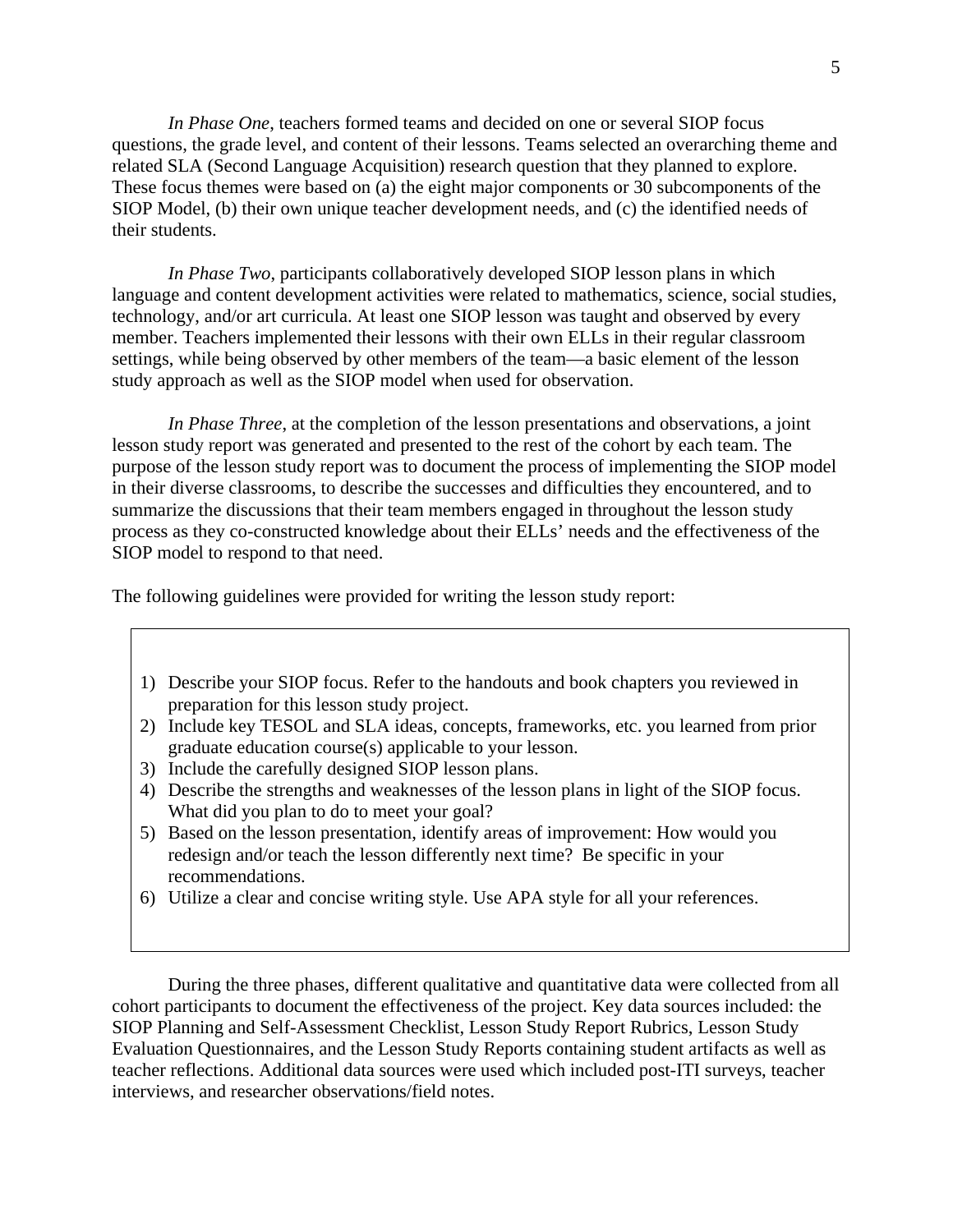*In Phase One*, teachers formed teams and decided on one or several SIOP focus questions, the grade level, and content of their lessons. Teams selected an overarching theme and related SLA (Second Language Acquisition) research question that they planned to explore. These focus themes were based on (a) the eight major components or 30 subcomponents of the SIOP Model, (b) their own unique teacher development needs, and (c) the identified needs of their students.

*In Phase Two*, participants collaboratively developed SIOP lesson plans in which language and content development activities were related to mathematics, science, social studies, technology, and/or art curricula. At least one SIOP lesson was taught and observed by every member. Teachers implemented their lessons with their own ELLs in their regular classroom settings, while being observed by other members of the team—a basic element of the lesson study approach as well as the SIOP model when used for observation.

*In Phase Three*, at the completion of the lesson presentations and observations, a joint lesson study report was generated and presented to the rest of the cohort by each team. The purpose of the lesson study report was to document the process of implementing the SIOP model in their diverse classrooms, to describe the successes and difficulties they encountered, and to summarize the discussions that their team members engaged in throughout the lesson study process as they co-constructed knowledge about their ELLs' needs and the effectiveness of the SIOP model to respond to that need.

The following guidelines were provided for writing the lesson study report:

1) Describe your SIOP focus. Refer to the handouts and book chapters you reviewed in preparation for this lesson study project.
2) Include key TESOL and SLA ideas, concepts, frameworks, etc. you learned from prior graduate education course(s) applicable to your lesson.
3) Include the carefully designed SIOP lesson plans.
4) Describe the strengths and weaknesses of the lesson plans in light of the SIOP focus. What did you plan to do to meet your goal?
5) Based on the lesson presentation, identify areas of improvement: How would you redesign and/or teach the lesson differently next time? Be specific in your recommendations.
6) Utilize a clear and concise writing style. Use APA style for all your references.

During the three phases, different qualitative and quantitative data were collected from all cohort participants to document the effectiveness of the project. Key data sources included: the SIOP Planning and Self-Assessment Checklist, Lesson Study Report Rubrics, Lesson Study Evaluation Questionnaires, and the Lesson Study Reports containing student artifacts as well as teacher reflections. Additional data sources were used which included post-ITI surveys, teacher interviews, and researcher observations/field notes.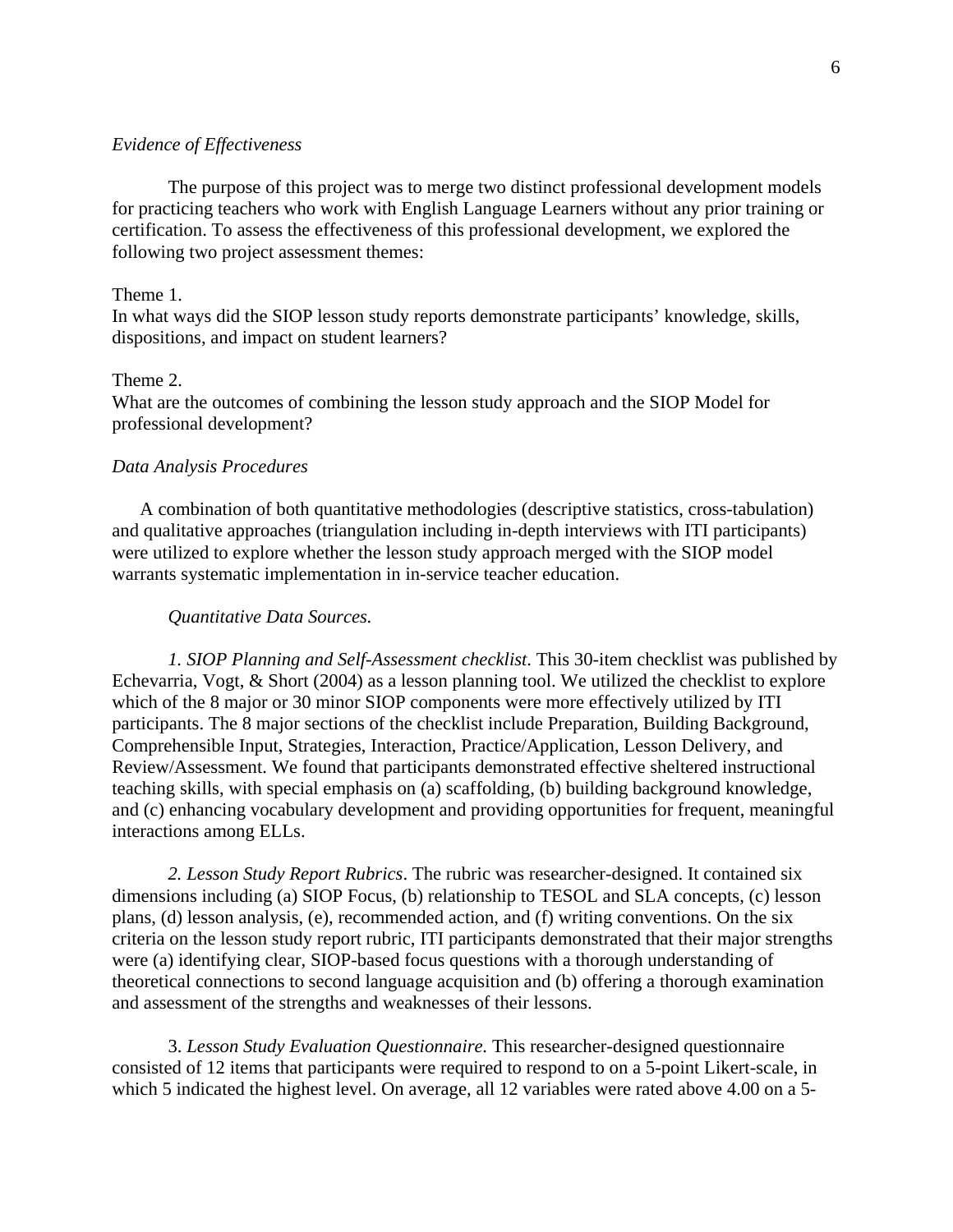*Evidence of Effectiveness*

The purpose of this project was to merge two distinct professional development models for practicing teachers who work with English Language Learners without any prior training or certification. To assess the effectiveness of this professional development, we explored the following two project assessment themes:

Theme 1.
In what ways did the SIOP lesson study reports demonstrate participants' knowledge, skills, dispositions, and impact on student learners?

Theme 2.
What are the outcomes of combining the lesson study approach and the SIOP Model for professional development?

*Data Analysis Procedures*

A combination of both quantitative methodologies (descriptive statistics, cross-tabulation) and qualitative approaches (triangulation including in-depth interviews with ITI participants) were utilized to explore whether the lesson study approach merged with the SIOP model warrants systematic implementation in in-service teacher education.

*Quantitative Data Sources.*

*1. SIOP Planning and Self-Assessment checklist*. This 30-item checklist was published by Echevarria, Vogt, & Short (2004) as a lesson planning tool. We utilized the checklist to explore which of the 8 major or 30 minor SIOP components were more effectively utilized by ITI participants. The 8 major sections of the checklist include Preparation, Building Background, Comprehensible Input, Strategies, Interaction, Practice/Application, Lesson Delivery, and Review/Assessment. We found that participants demonstrated effective sheltered instructional teaching skills, with special emphasis on (a) scaffolding, (b) building background knowledge, and (c) enhancing vocabulary development and providing opportunities for frequent, meaningful interactions among ELLs.

*2. Lesson Study Report Rubrics*. The rubric was researcher-designed. It contained six dimensions including (a) SIOP Focus, (b) relationship to TESOL and SLA concepts, (c) lesson plans, (d) lesson analysis, (e), recommended action, and (f) writing conventions. On the six criteria on the lesson study report rubric, ITI participants demonstrated that their major strengths were (a) identifying clear, SIOP-based focus questions with a thorough understanding of theoretical connections to second language acquisition and (b) offering a thorough examination and assessment of the strengths and weaknesses of their lessons.

3. *Lesson Study Evaluation Questionnaire.* This researcher-designed questionnaire consisted of 12 items that participants were required to respond to on a 5-point Likert-scale, in which 5 indicated the highest level. On average, all 12 variables were rated above 4.00 on a 5-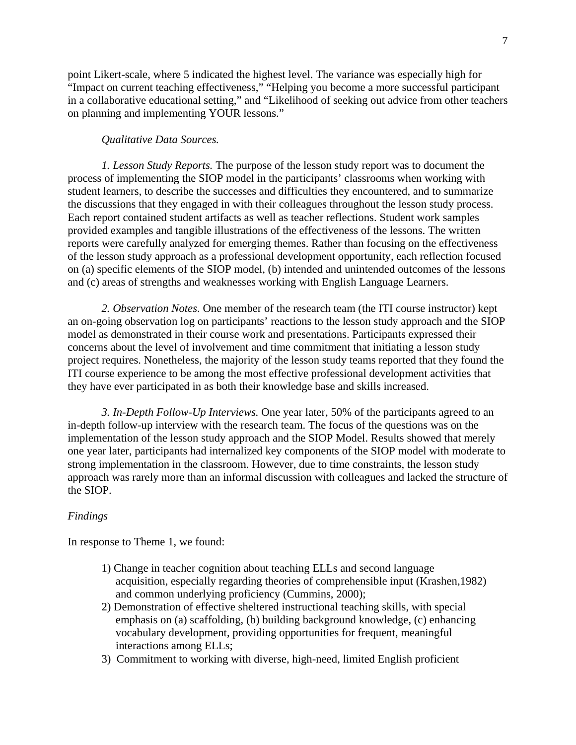point Likert-scale, where 5 indicated the highest level. The variance was especially high for "Impact on current teaching effectiveness," "Helping you become a more successful participant in a collaborative educational setting," and "Likelihood of seeking out advice from other teachers on planning and implementing YOUR lessons."

*Qualitative Data Sources.*

*1. Lesson Study Reports.* The purpose of the lesson study report was to document the process of implementing the SIOP model in the participants' classrooms when working with student learners, to describe the successes and difficulties they encountered, and to summarize the discussions that they engaged in with their colleagues throughout the lesson study process. Each report contained student artifacts as well as teacher reflections. Student work samples provided examples and tangible illustrations of the effectiveness of the lessons. The written reports were carefully analyzed for emerging themes. Rather than focusing on the effectiveness of the lesson study approach as a professional development opportunity, each reflection focused on (a) specific elements of the SIOP model, (b) intended and unintended outcomes of the lessons and (c) areas of strengths and weaknesses working with English Language Learners.

*2. Observation Notes*. One member of the research team (the ITI course instructor) kept an on-going observation log on participants' reactions to the lesson study approach and the SIOP model as demonstrated in their course work and presentations. Participants expressed their concerns about the level of involvement and time commitment that initiating a lesson study project requires. Nonetheless, the majority of the lesson study teams reported that they found the ITI course experience to be among the most effective professional development activities that they have ever participated in as both their knowledge base and skills increased.

*3. In-Depth Follow-Up Interviews.* One year later, 50% of the participants agreed to an in-depth follow-up interview with the research team. The focus of the questions was on the implementation of the lesson study approach and the SIOP Model. Results showed that merely one year later, participants had internalized key components of the SIOP model with moderate to strong implementation in the classroom. However, due to time constraints, the lesson study approach was rarely more than an informal discussion with colleagues and lacked the structure of the SIOP.

*Findings*

In response to Theme 1, we found:

1) Change in teacher cognition about teaching ELLs and second language acquisition, especially regarding theories of comprehensible input (Krashen,1982) and common underlying proficiency (Cummins, 2000);
2) Demonstration of effective sheltered instructional teaching skills, with special emphasis on (a) scaffolding, (b) building background knowledge, (c) enhancing vocabulary development, providing opportunities for frequent, meaningful interactions among ELLs;
3) Commitment to working with diverse, high-need, limited English proficient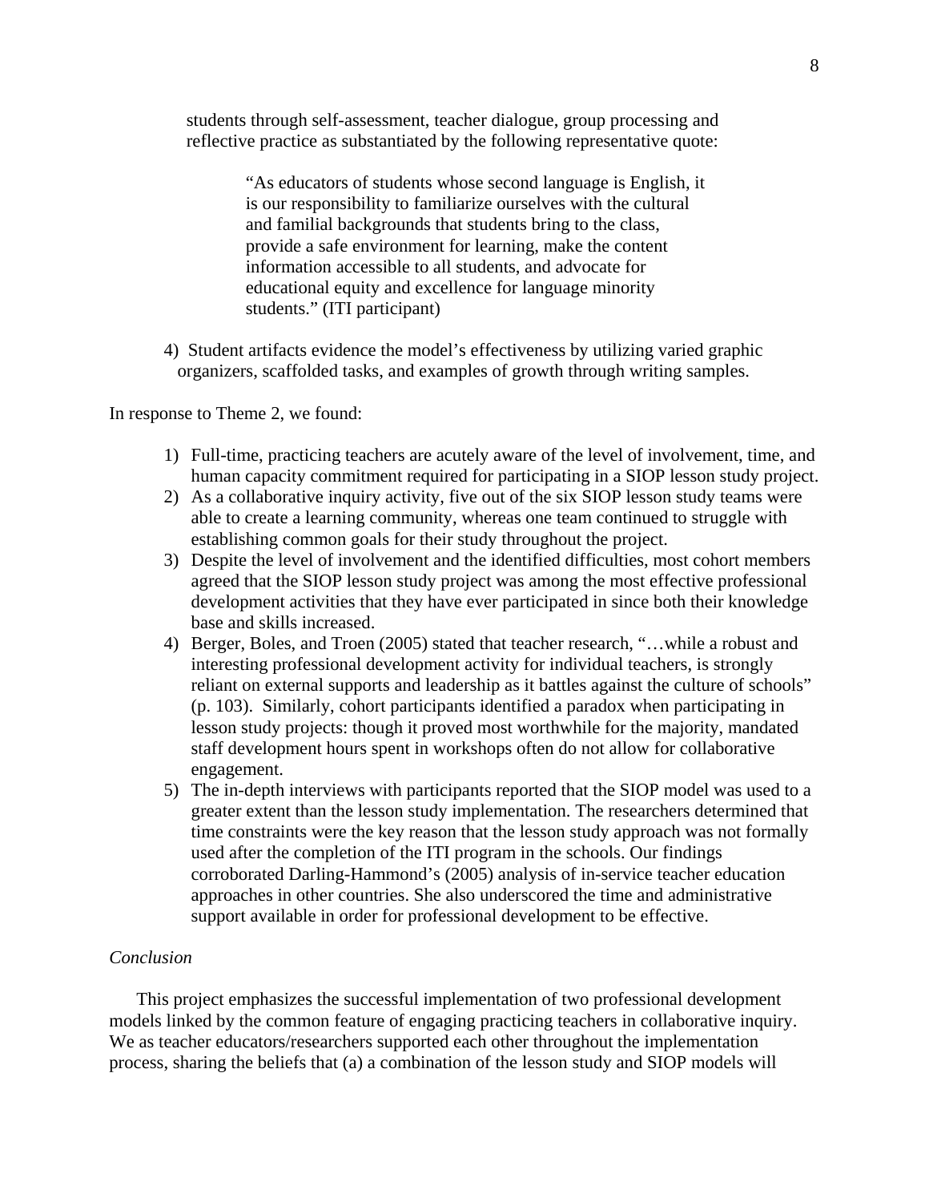students through self-assessment, teacher dialogue, group processing and reflective practice as substantiated by the following representative quote:

> "As educators of students whose second language is English, it is our responsibility to familiarize ourselves with the cultural and familial backgrounds that students bring to the class, provide a safe environment for learning, make the content information accessible to all students, and advocate for educational equity and excellence for language minority students." (ITI participant)

4) Student artifacts evidence the model's effectiveness by utilizing varied graphic organizers, scaffolded tasks, and examples of growth through writing samples.

In response to Theme 2, we found:

1) Full-time, practicing teachers are acutely aware of the level of involvement, time, and human capacity commitment required for participating in a SIOP lesson study project.
2) As a collaborative inquiry activity, five out of the six SIOP lesson study teams were able to create a learning community, whereas one team continued to struggle with establishing common goals for their study throughout the project.
3) Despite the level of involvement and the identified difficulties, most cohort members agreed that the SIOP lesson study project was among the most effective professional development activities that they have ever participated in since both their knowledge base and skills increased.
4) Berger, Boles, and Troen (2005) stated that teacher research, "…while a robust and interesting professional development activity for individual teachers, is strongly reliant on external supports and leadership as it battles against the culture of schools" (p. 103). Similarly, cohort participants identified a paradox when participating in lesson study projects: though it proved most worthwhile for the majority, mandated staff development hours spent in workshops often do not allow for collaborative engagement.
5) The in-depth interviews with participants reported that the SIOP model was used to a greater extent than the lesson study implementation. The researchers determined that time constraints were the key reason that the lesson study approach was not formally used after the completion of the ITI program in the schools. Our findings corroborated Darling-Hammond's (2005) analysis of in-service teacher education approaches in other countries. She also underscored the time and administrative support available in order for professional development to be effective.

*Conclusion*

This project emphasizes the successful implementation of two professional development models linked by the common feature of engaging practicing teachers in collaborative inquiry. We as teacher educators/researchers supported each other throughout the implementation process, sharing the beliefs that (a) a combination of the lesson study and SIOP models will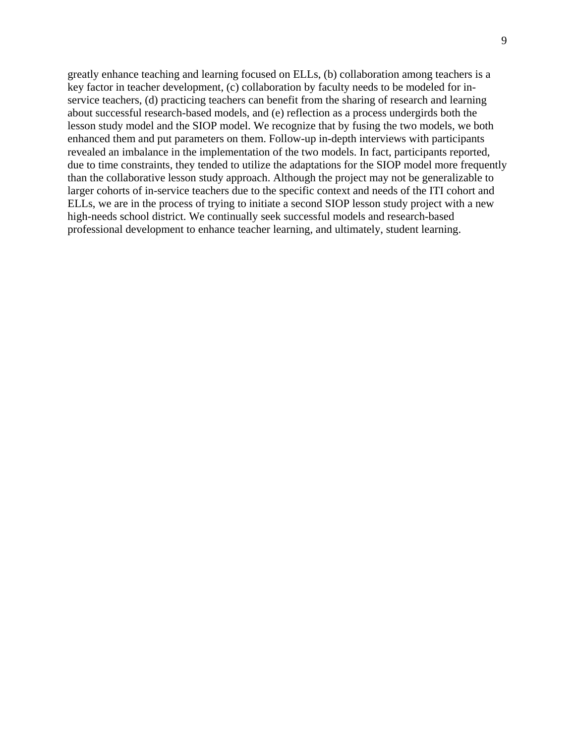greatly enhance teaching and learning focused on ELLs, (b) collaboration among teachers is a key factor in teacher development, (c) collaboration by faculty needs to be modeled for in-service teachers, (d) practicing teachers can benefit from the sharing of research and learning about successful research-based models, and (e) reflection as a process undergirds both the lesson study model and the SIOP model. We recognize that by fusing the two models, we both enhanced them and put parameters on them. Follow-up in-depth interviews with participants revealed an imbalance in the implementation of the two models. In fact, participants reported, due to time constraints, they tended to utilize the adaptations for the SIOP model more frequently than the collaborative lesson study approach. Although the project may not be generalizable to larger cohorts of in-service teachers due to the specific context and needs of the ITI cohort and ELLs, we are in the process of trying to initiate a second SIOP lesson study project with a new high-needs school district. We continually seek successful models and research-based professional development to enhance teacher learning, and ultimately, student learning.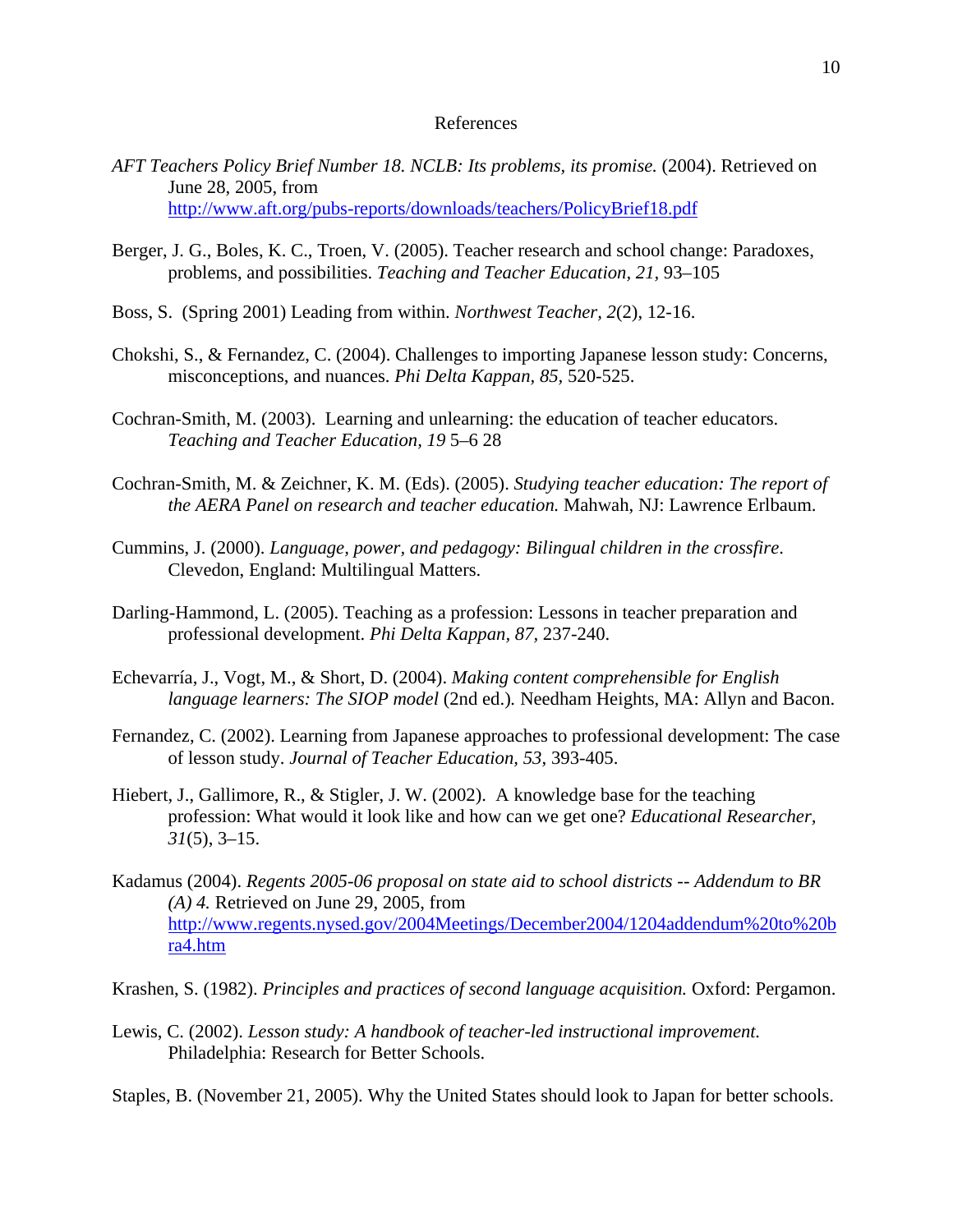# References

*AFT Teachers Policy Brief Number 18. NCLB: Its problems, its promise.* (2004). Retrieved on June 28, 2005, from http://www.aft.org/pubs-reports/downloads/teachers/PolicyBrief18.pdf

Berger, J. G., Boles, K. C., Troen, V. (2005). Teacher research and school change: Paradoxes, problems, and possibilities. *Teaching and Teacher Education, 21,* 93–105

Boss, S. (Spring 2001) Leading from within. *Northwest Teacher, 2*(2), 12-16.

Chokshi, S., & Fernandez, C. (2004). Challenges to importing Japanese lesson study: Concerns, misconceptions, and nuances. *Phi Delta Kappan, 85,* 520-525.

Cochran-Smith, M. (2003). Learning and unlearning: the education of teacher educators. *Teaching and Teacher Education, 19* 5–6 28

Cochran-Smith, M. & Zeichner, K. M. (Eds). (2005). *Studying teacher education: The report of the AERA Panel on research and teacher education.* Mahwah, NJ: Lawrence Erlbaum.

Cummins, J. (2000). *Language, power, and pedagogy: Bilingual children in the crossfire*. Clevedon, England: Multilingual Matters.

Darling-Hammond, L. (2005). Teaching as a profession: Lessons in teacher preparation and professional development. *Phi Delta Kappan, 87,* 237-240.

Echevarría, J., Vogt, M., & Short, D. (2004). *Making content comprehensible for English language learners: The SIOP model* (2nd ed.)*.* Needham Heights, MA: Allyn and Bacon.

Fernandez, C. (2002). Learning from Japanese approaches to professional development: The case of lesson study. *Journal of Teacher Education, 53*, 393-405.

Hiebert, J., Gallimore, R., & Stigler, J. W. (2002). A knowledge base for the teaching profession: What would it look like and how can we get one? *Educational Researcher, 31*(5), 3–15.

Kadamus (2004). *Regents 2005-06 proposal on state aid to school districts -- Addendum to BR (A) 4.* Retrieved on June 29, 2005, from http://www.regents.nysed.gov/2004Meetings/December2004/1204addendum%20to%20bra4.htm

Krashen, S. (1982). *Principles and practices of second language acquisition.* Oxford: Pergamon.

Lewis, C. (2002). *Lesson study: A handbook of teacher-led instructional improvement.* Philadelphia: Research for Better Schools.

Staples, B. (November 21, 2005). Why the United States should look to Japan for better schools.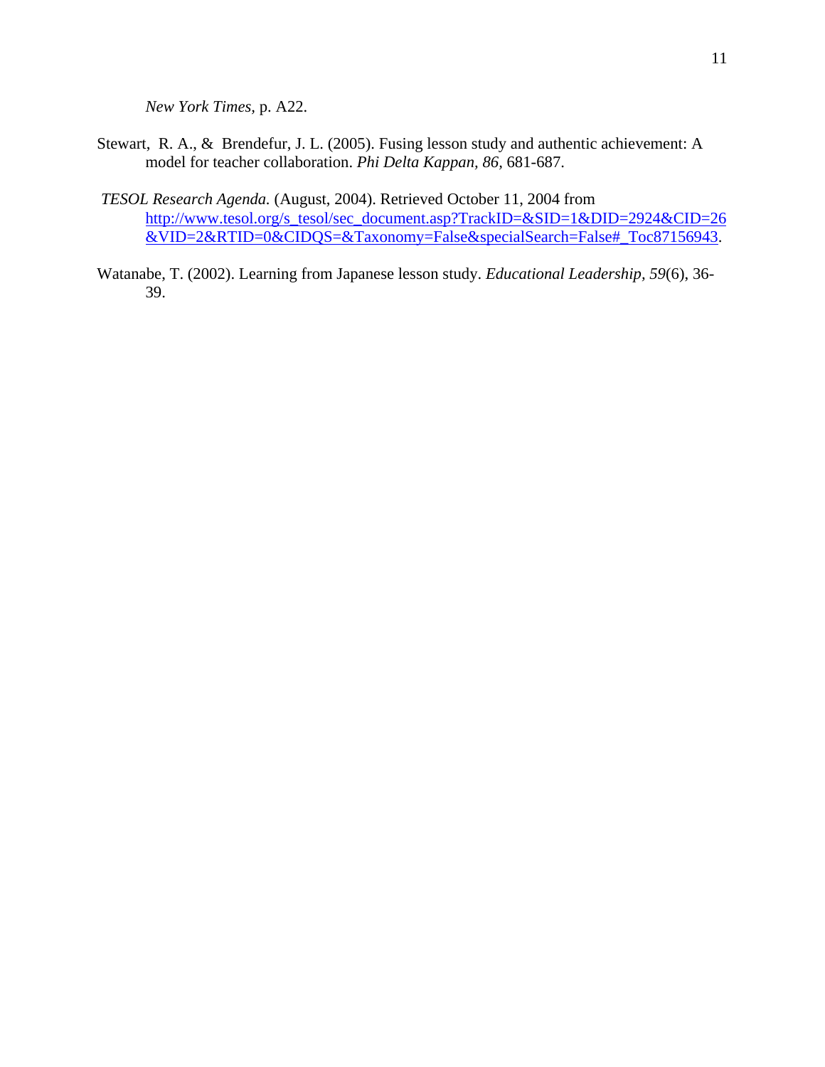*New York Times*, p. A22.

Stewart, R. A., & Brendefur, J. L. (2005). Fusing lesson study and authentic achievement: A model for teacher collaboration. *Phi Delta Kappan, 86*, 681-687.

*TESOL Research Agenda.* (August, 2004). Retrieved October 11, 2004 from http://www.tesol.org/s_tesol/sec_document.asp?TrackID=&SID=1&DID=2924&CID=26&VID=2&RTID=0&CIDQS=&Taxonomy=False&specialSearch=False#_Toc87156943.

Watanabe, T. (2002). Learning from Japanese lesson study. *Educational Leadership, 59*(6), 36-39.